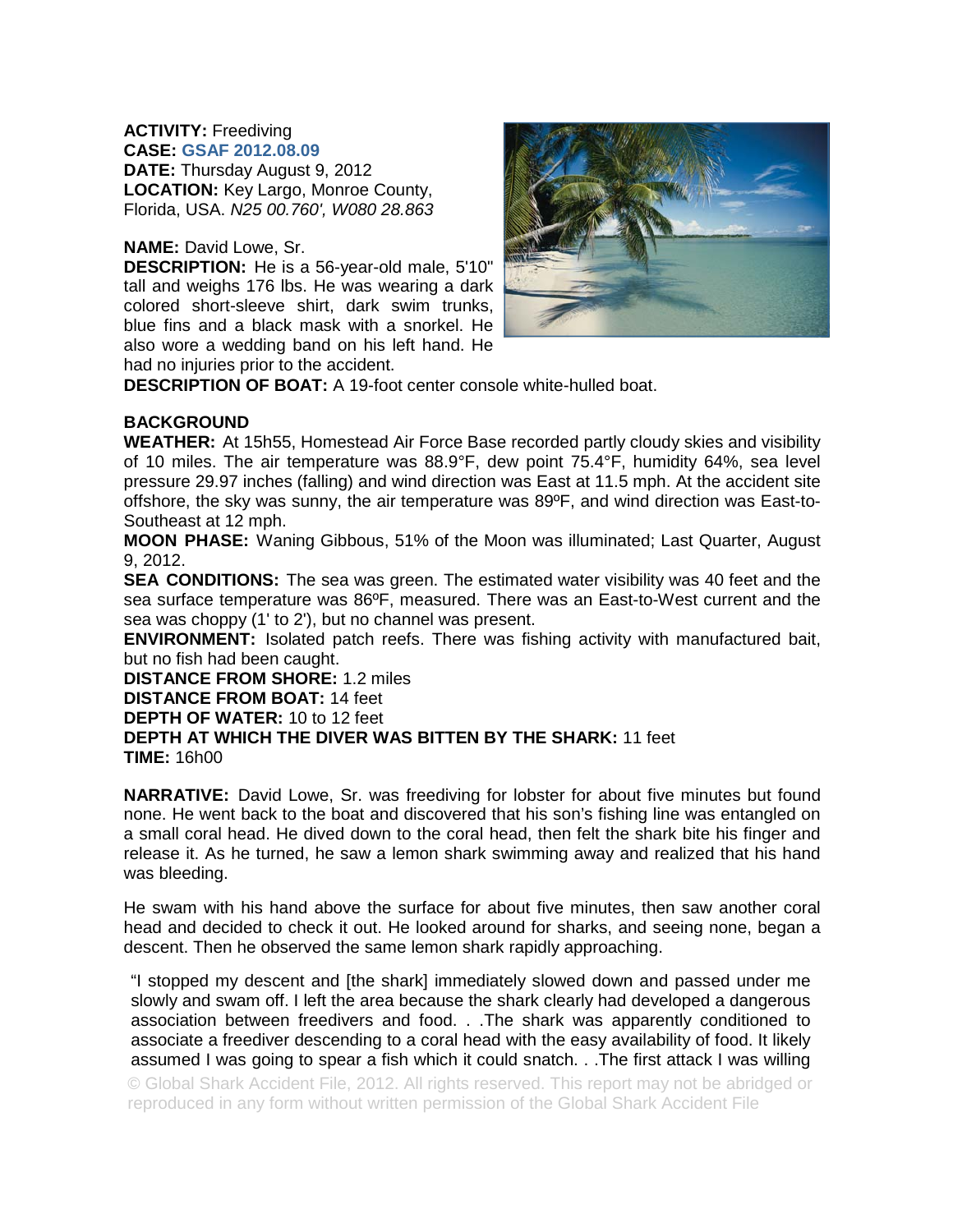**ACTIVITY:** Freediving
**CASE:** **GSAF 2012.08.09**
**DATE:** Thursday August 9, 2012
**LOCATION:** Key Largo, Monroe County, Florida, USA. *N25 00.760', W080 28.863*

**NAME:** David Lowe, Sr.
**DESCRIPTION:** He is a 56-year-old male, 5'10" tall and weighs 176 lbs. He was wearing a dark colored short-sleeve shirt, dark swim trunks, blue fins and a black mask with a snorkel. He also wore a wedding band on his left hand. He had no injuries prior to the accident.
**DESCRIPTION OF BOAT:** A 19-foot center console white-hulled boat.

**BACKGROUND**
**WEATHER:** At 15h55, Homestead Air Force Base recorded partly cloudy skies and visibility of 10 miles. The air temperature was 88.9°F, dew point 75.4°F, humidity 64%, sea level pressure 29.97 inches (falling) and wind direction was East at 11.5 mph. At the accident site offshore, the sky was sunny, the air temperature was 89ºF, and wind direction was East-to-Southeast at 12 mph.
**MOON PHASE:** Waning Gibbous, 51% of the Moon was illuminated; Last Quarter, August 9, 2012.
**SEA CONDITIONS:** The sea was green. The estimated water visibility was 40 feet and the sea surface temperature was 86ºF, measured. There was an East-to-West current and the sea was choppy (1' to 2'), but no channel was present.
**ENVIRONMENT:** Isolated patch reefs. There was fishing activity with manufactured bait, but no fish had been caught.
**DISTANCE FROM SHORE:** 1.2 miles
**DISTANCE FROM BOAT:** 14 feet
**DEPTH OF WATER:** 10 to 12 feet
**DEPTH AT WHICH THE DIVER WAS BITTEN BY THE SHARK:** 11 feet
**TIME:** 16h00

**NARRATIVE:** David Lowe, Sr. was freediving for lobster for about five minutes but found none. He went back to the boat and discovered that his son's fishing line was entangled on a small coral head. He dived down to the coral head, then felt the shark bite his finger and release it. As he turned, he saw a lemon shark swimming away and realized that his hand was bleeding.

He swam with his hand above the surface for about five minutes, then saw another coral head and decided to check it out. He looked around for sharks, and seeing none, began a descent. Then he observed the same lemon shark rapidly approaching.

"I stopped my descent and [the shark] immediately slowed down and passed under me slowly and swam off. I left the area because the shark clearly had developed a dangerous association between freedivers and food. . .The shark was apparently conditioned to associate a freediver descending to a coral head with the easy availability of food. It likely assumed I was going to spear a fish which it could snatch. . .The first attack I was willing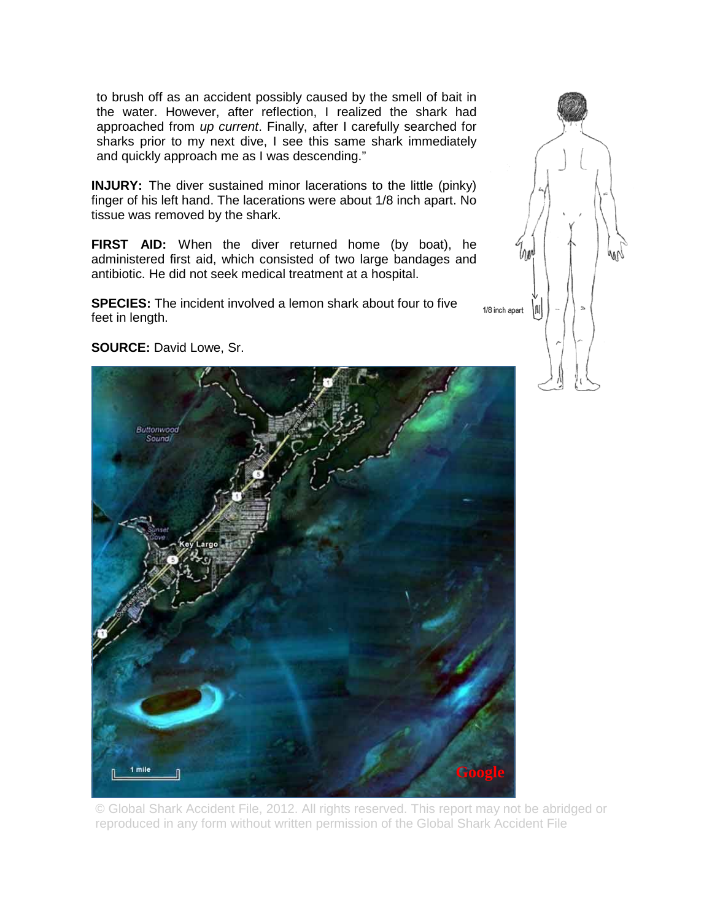to brush off as an accident possibly caused by the smell of bait in the water. However, after reflection, I realized the shark had approached from *up current*. Finally, after I carefully searched for sharks prior to my next dive, I see this same shark immediately and quickly approach me as I was descending."

**INJURY:** The diver sustained minor lacerations to the little (pinky) finger of his left hand. The lacerations were about 1/8 inch apart. No tissue was removed by the shark.

**FIRST AID:** When the diver returned home (by boat), he administered first aid, which consisted of two large bandages and antibiotic. He did not seek medical treatment at a hospital.

**SPECIES:** The incident involved a lemon shark about four to five feet in length.

**SOURCE:** David Lowe, Sr.

1/8 inch apart

Buttonwood Sound

Sunset Cove

Key Largo

1 mile

Google

© Global Shark Accident File, 2012. All rights reserved. This report may not be abridged or reproduced in any form without written permission of the Global Shark Accident File